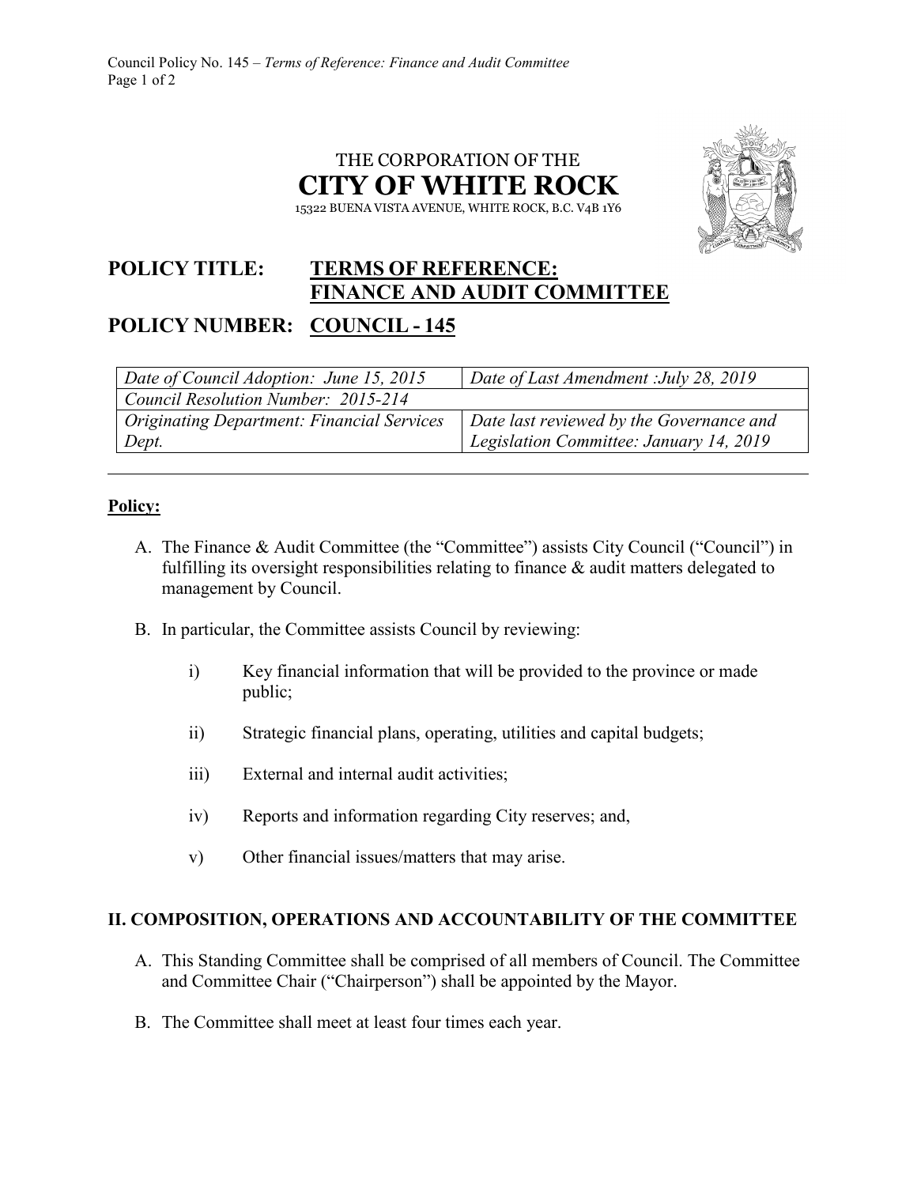THE CORPORATION OF THE

# CITY OF WHITE ROCK

15322 BUENA VISTA AVENUE, WHITE ROCK, B.C. V4B 1Y6

## POLICY TITLE: TERMS OF REFERENCE: FINANCE AND AUDIT COMMITTEE

## POLICY NUMBER: COUNCIL - 145

| *Date of Council Adoption: June 15, 2015* | *Date of Last Amendment :July 28, 2019* |
|---|---|
| *Council Resolution Number: 2015-214* | |
| *Originating Department: Financial Services Dept.* | *Date last reviewed by the Governance and Legislation Committee: January 14, 2019* |

---

**Policy:**

A. The Finance & Audit Committee (the "Committee") assists City Council ("Council") in fulfilling its oversight responsibilities relating to finance & audit matters delegated to management by Council.

B. In particular, the Committee assists Council by reviewing:

i) Key financial information that will be provided to the province or made public;

ii) Strategic financial plans, operating, utilities and capital budgets;

iii) External and internal audit activities;

iv) Reports and information regarding City reserves; and,

v) Other financial issues/matters that may arise.

### II. COMPOSITION, OPERATIONS AND ACCOUNTABILITY OF THE COMMITTEE

A. This Standing Committee shall be comprised of all members of Council. The Committee and Committee Chair ("Chairperson") shall be appointed by the Mayor.

B. The Committee shall meet at least four times each year.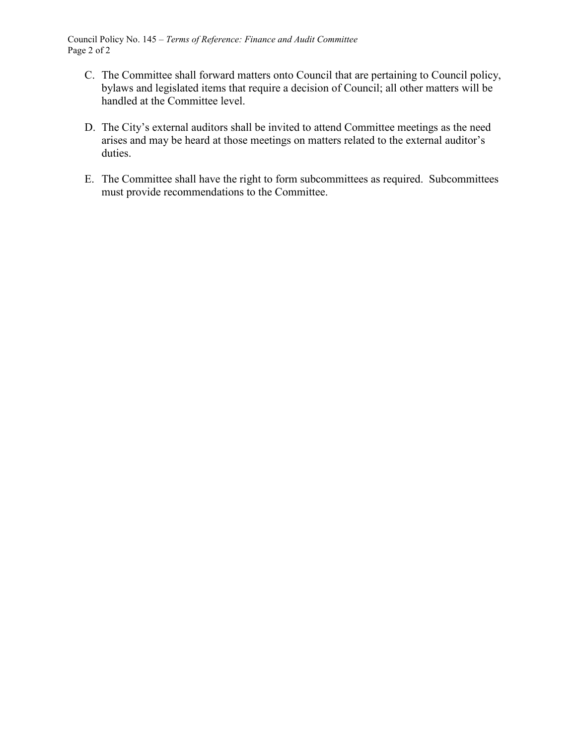C. The Committee shall forward matters onto Council that are pertaining to Council policy, bylaws and legislated items that require a decision of Council; all other matters will be handled at the Committee level.

D. The City's external auditors shall be invited to attend Committee meetings as the need arises and may be heard at those meetings on matters related to the external auditor's duties.

E. The Committee shall have the right to form subcommittees as required. Subcommittees must provide recommendations to the Committee.